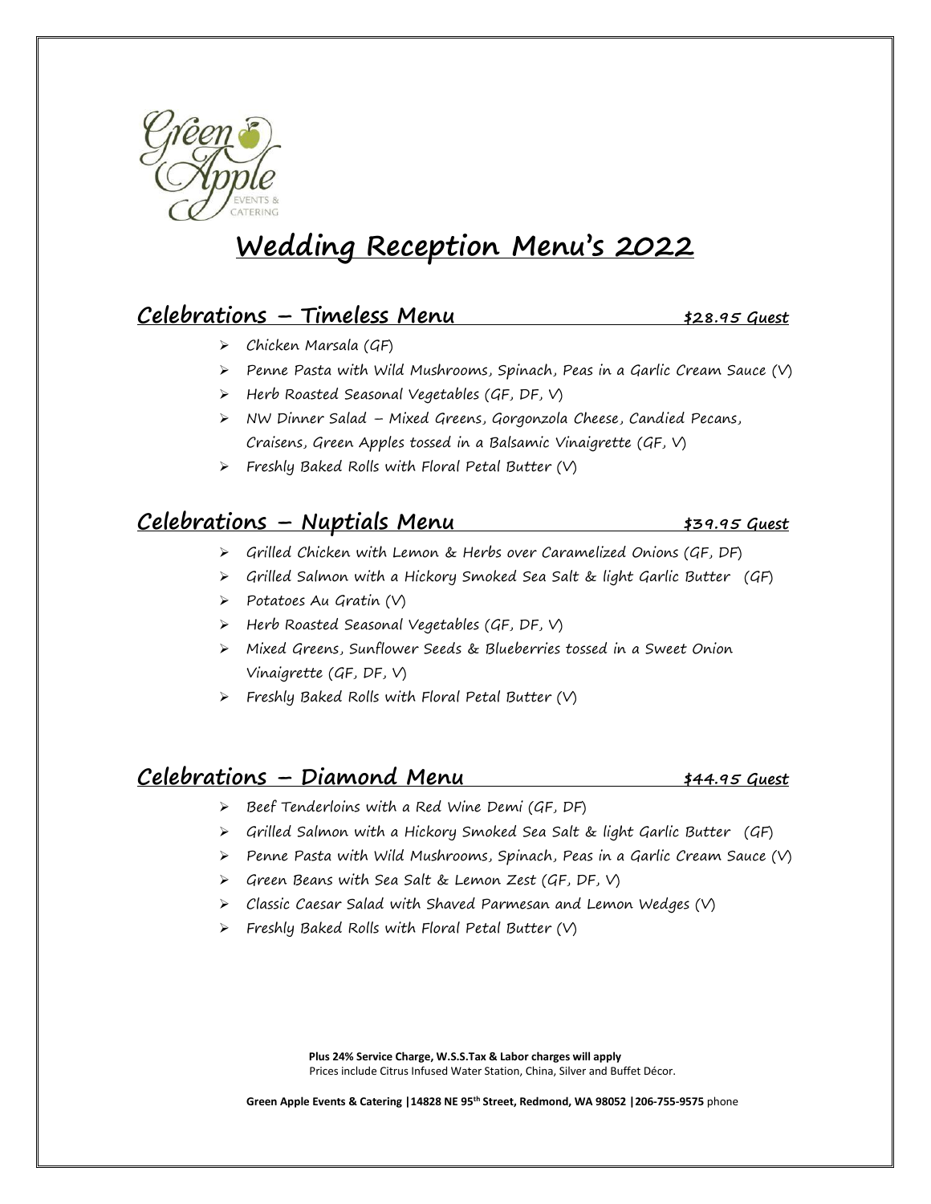# Wedding Reception Menu's 2022

## Celebrations – Timeless Menu — $28.95 Guest

- Chicken Marsala (GF)
- Penne Pasta with Wild Mushrooms, Spinach, Peas in a Garlic Cream Sauce (V)
- Herb Roasted Seasonal Vegetables (GF, DF, V)
- NW Dinner Salad – Mixed Greens, Gorgonzola Cheese, Candied Pecans, Craisens, Green Apples tossed in a Balsamic Vinaigrette (GF, V)
- Freshly Baked Rolls with Floral Petal Butter (V)

## Celebrations – Nuptials Menu — $39.95 Guest

- Grilled Chicken with Lemon & Herbs over Caramelized Onions (GF, DF)
- Grilled Salmon with a Hickory Smoked Sea Salt & light Garlic Butter (GF)
- Potatoes Au Gratin (V)
- Herb Roasted Seasonal Vegetables (GF, DF, V)
- Mixed Greens, Sunflower Seeds & Blueberries tossed in a Sweet Onion Vinaigrette (GF, DF, V)
- Freshly Baked Rolls with Floral Petal Butter (V)

## Celebrations – Diamond Menu — $44.95 Guest

- Beef Tenderloins with a Red Wine Demi (GF, DF)
- Grilled Salmon with a Hickory Smoked Sea Salt & light Garlic Butter (GF)
- Penne Pasta with Wild Mushrooms, Spinach, Peas in a Garlic Cream Sauce (V)
- Green Beans with Sea Salt & Lemon Zest (GF, DF, V)
- Classic Caesar Salad with Shaved Parmesan and Lemon Wedges (V)
- Freshly Baked Rolls with Floral Petal Butter (V)

**Plus 24% Service Charge, W.S.S.Tax & Labor charges will apply**
Prices include Citrus Infused Water Station, China, Silver and Buffet Décor.

**Green Apple Events & Catering |14828 NE 95th Street, Redmond, WA 98052 |206-755-9575** phone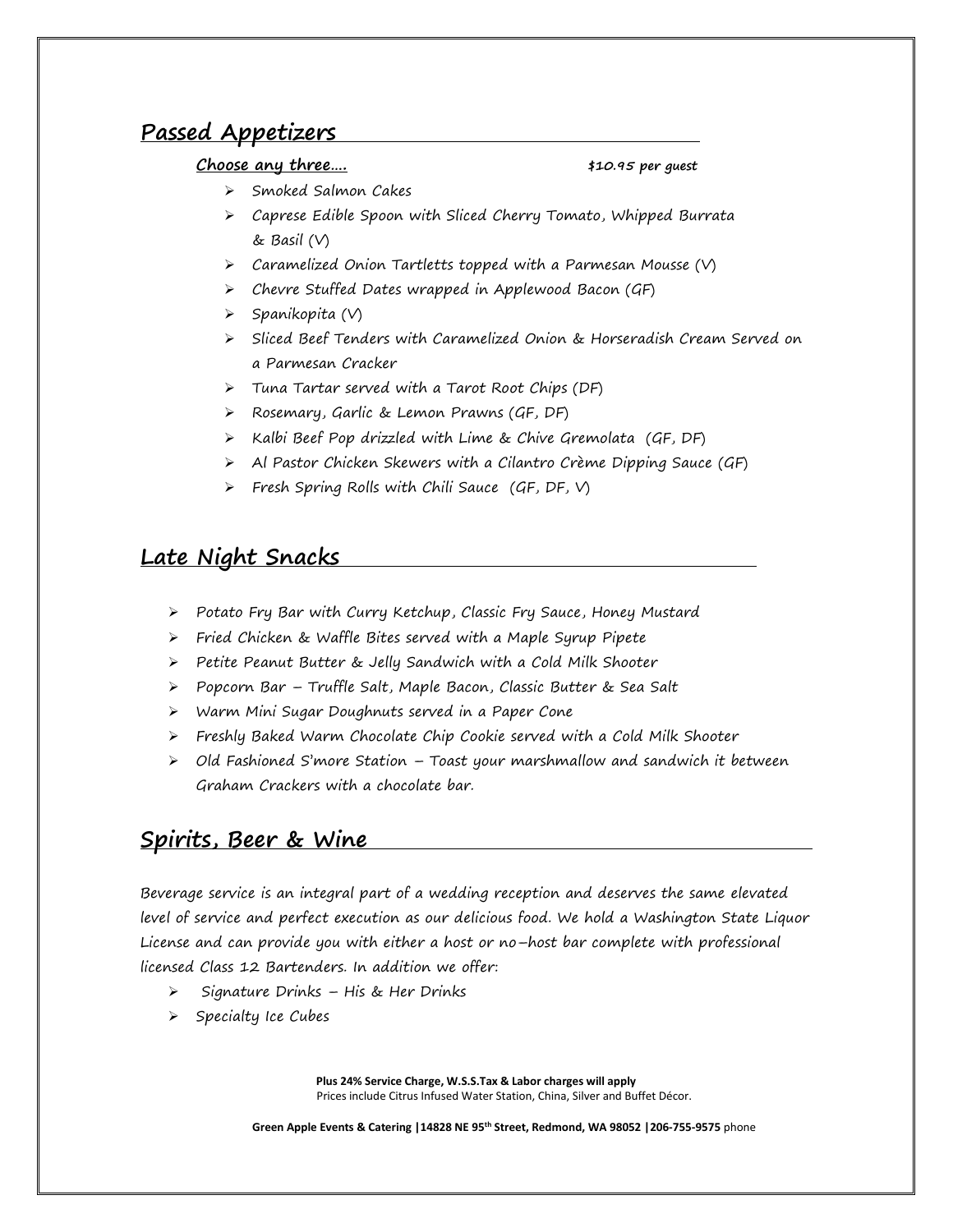## Passed Appetizers

**Choose any three….** ***$10.95 per guest***

- Smoked Salmon Cakes
- Caprese Edible Spoon with Sliced Cherry Tomato, Whipped Burrata & Basil (V)
- Caramelized Onion Tartletts topped with a Parmesan Mousse (V)
- Chevre Stuffed Dates wrapped in Applewood Bacon (GF)
- Spanikopita (V)
- Sliced Beef Tenders with Caramelized Onion & Horseradish Cream Served on a Parmesan Cracker
- Tuna Tartar served with a Tarot Root Chips (DF)
- Rosemary, Garlic & Lemon Prawns (GF, DF)
- Kalbi Beef Pop drizzled with Lime & Chive Gremolata (GF, DF)
- Al Pastor Chicken Skewers with a Cilantro Crème Dipping Sauce (GF)
- Fresh Spring Rolls with Chili Sauce (GF, DF, V)

## Late Night Snacks

- Potato Fry Bar with Curry Ketchup, Classic Fry Sauce, Honey Mustard
- Fried Chicken & Waffle Bites served with a Maple Syrup Pipete
- Petite Peanut Butter & Jelly Sandwich with a Cold Milk Shooter
- Popcorn Bar – Truffle Salt, Maple Bacon, Classic Butter & Sea Salt
- Warm Mini Sugar Doughnuts served in a Paper Cone
- Freshly Baked Warm Chocolate Chip Cookie served with a Cold Milk Shooter
- Old Fashioned S'more Station – Toast your marshmallow and sandwich it between Graham Crackers with a chocolate bar.

## Spirits, Beer & Wine

Beverage service is an integral part of a wedding reception and deserves the same elevated level of service and perfect execution as our delicious food. We hold a Washington State Liquor License and can provide you with either a host or no-host bar complete with professional licensed Class 12 Bartenders. In addition we offer:

- Signature Drinks – His & Her Drinks
- Specialty Ice Cubes

**Plus 24% Service Charge, W.S.S.Tax & Labor charges will apply**
Prices include Citrus Infused Water Station, China, Silver and Buffet Décor.

**Green Apple Events & Catering |14828 NE 95th Street, Redmond, WA 98052 |206-755-9575** phone